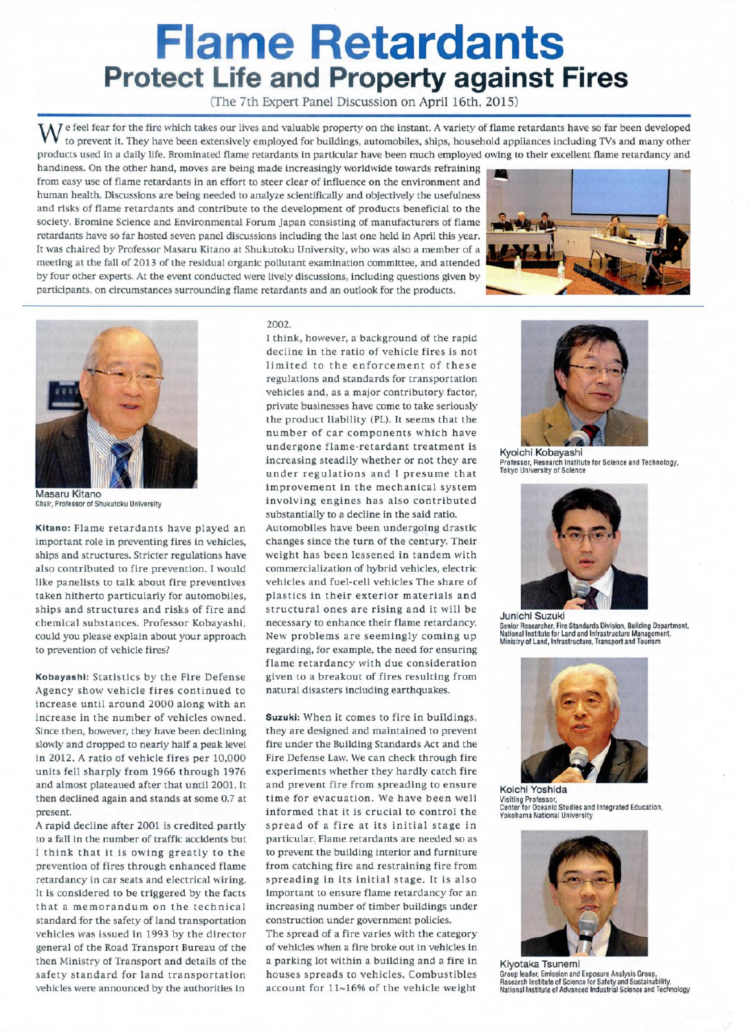# Flame Retardants

## Protect Life and Property against Fires

(The 7th Expert Panel Discussion on April 16th, 2015)

We feel fear for the fire which takes our lives and valuable property on the instant. A variety of flame retardants have so far been developed to prevent it. They have been extensively employed for buildings, automobiles, ships, household appliances including TVs and many other products used in a daily life. Brominated flame retardants in particular have been much employed owing to their excellent flame retardancy and handiness. On the other hand, moves are being made increasingly worldwide towards refraining from easy use of flame retardants in an effort to steer clear of influence on the environment and human health. Discussions are being needed to analyze scientifically and objectively the usefulness and risks of flame retardants and contribute to the development of products beneficial to the society. Bromine Science and Environmental Forum Japan consisting of manufacturers of flame retardants have so far hosted seven panel discussions including the last one held in April this year. It was chaired by Professor Masaru Kitano at Shukutoku University, who was also a member of a meeting at the fall of 2013 of the residual organic pollutant examination committee, and attended by four other experts. At the event conducted were lively discussions, including questions given by participants, on circumstances surrounding flame retardants and an outlook for the products.

Masaru Kitano
Chair, Professor of Shukutoku University

**Kitano:** Flame retardants have played an important role in preventing fires in vehicles, ships and structures. Stricter regulations have also contributed to fire prevention. I would like panelists to talk about fire preventives taken hitherto particularly for automobiles, ships and structures and risks of fire and chemical substances. Professor Kobayashi, could you please explain about your approach to prevention of vehicle fires?

**Kobayashi:** Statistics by the Fire Defense Agency show vehicle fires continued to increase until around 2000 along with an increase in the number of vehicles owned. Since then, however, they have been declining slowly and dropped to nearly half a peak level in 2012. A ratio of vehicle fires per 10,000 units fell sharply from 1966 through 1976 and almost plateaued after that until 2001. It then declined again and stands at some 0.7 at present.

A rapid decline after 2001 is credited partly to a fall in the number of traffic accidents but I think that it is owing greatly to the prevention of fires through enhanced flame retardancy in car seats and electrical wiring. It is considered to be triggered by the facts that a memorandum on the technical standard for the safety of land transportation vehicles was issued in 1993 by the director general of the Road Transport Bureau of the then Ministry of Transport and details of the safety standard for land transportation vehicles were announced by the authorities in 2002.

I think, however, a background of the rapid decline in the ratio of vehicle fires is not limited to the enforcement of these regulations and standards for transportation vehicles and, as a major contributory factor, private businesses have come to take seriously the product liability (PL). It seems that the number of car components which have undergone flame-retardant treatment is increasing steadily whether or not they are under regulations and I presume that improvement in the mechanical system involving engines has also contributed substantially to a decline in the said ratio.

Automobiles have been undergoing drastic changes since the turn of the century. Their weight has been lessened in tandem with commercialization of hybrid vehicles, electric vehicles and fuel-cell vehicles The share of plastics in their exterior materials and structural ones are rising and it will be necessary to enhance their flame retardancy. New problems are seemingly coming up regarding, for example, the need for ensuring flame retardancy with due consideration given to a breakout of fires resulting from natural disasters including earthquakes.

**Suzuki:** When it comes to fire in buildings, they are designed and maintained to prevent fire under the Building Standards Act and the Fire Defense Law. We can check through fire experiments whether they hardly catch fire and prevent fire from spreading to ensure time for evacuation. We have been well informed that it is crucial to control the spread of a fire at its initial stage in particular. Flame retardants are needed so as to prevent the building interior and furniture from catching fire and restraining fire from spreading in its initial stage. It is also important to ensure flame retardancy for an increasing number of timber buildings under construction under government policies.

The spread of a fire varies with the category of vehicles when a fire broke out in vehicles in a parking lot within a building and a fire in houses spreads to vehicles. Combustibles account for 11~16% of the vehicle weight

Kyoichi Kobayashi
Professor, Research Institute for Science and Technology, Tokyo University of Science

Junichi Suzuki
Senior Researcher, Fire Standards Division, Building Department, National Institute for Land and Infrastructure Management, Ministry of Land, Infrastructure, Transport and Tourism

Koichi Yoshida
Visiting Professor, Center for Oceanic Studies and Integrated Education, Yokohama National University

Kiyotaka Tsunemi
Group leader, Emission and Exposure Analysis Group, Research Institute of Science for Safety and Sustainability, National Institute of Advanced Industrial Science and Technology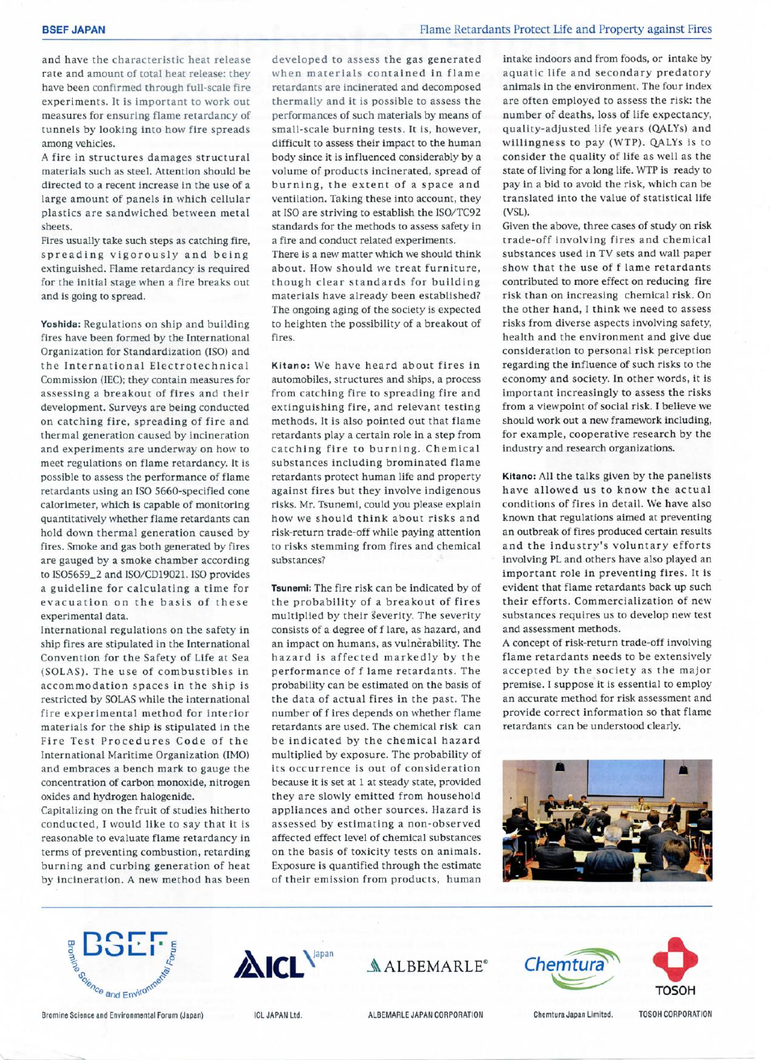and have the characteristic heat release rate and amount of total heat release: they have been confirmed through full-scale fire experiments. It is important to work out measures for ensuring flame retardancy of tunnels by looking into how fire spreads among vehicles.

A fire in structures damages structural materials such as steel. Attention should be directed to a recent increase in the use of a large amount of panels in which cellular plastics are sandwiched between metal sheets.

Fires usually take such steps as catching fire, spreading vigorously and being extinguished. Flame retardancy is required for the initial stage when a fire breaks out and is going to spread.

**Yoshida:** Regulations on ship and building fires have been formed by the International Organization for Standardization (ISO) and the International Electrotechnical Commission (IEC); they contain measures for assessing a breakout of fires and their development. Surveys are being conducted on catching fire, spreading of fire and thermal generation caused by incineration and experiments are underway on how to meet regulations on flame retardancy. It is possible to assess the performance of flame retardants using an ISO 5660-specified cone calorimeter, which is capable of monitoring quantitatively whether flame retardants can hold down thermal generation caused by fires. Smoke and gas both generated by fires are gauged by a smoke chamber according to ISO5659_2 and ISO/CD19021. ISO provides a guideline for calculating a time for evacuation on the basis of these experimental data.

International regulations on the safety in ship fires are stipulated in the International Convention for the Safety of Life at Sea (SOLAS). The use of combustibles in accommodation spaces in the ship is restricted by SOLAS while the international fire experimental method for interior materials for the ship is stipulated in the Fire Test Procedures Code of the International Maritime Organization (IMO) and embraces a bench mark to gauge the concentration of carbon monoxide, nitrogen oxides and hydrogen halogenide.

Capitalizing on the fruit of studies hitherto conducted, I would like to say that it is reasonable to evaluate flame retardancy in terms of preventing combustion, retarding burning and curbing generation of heat by incineration. A new method has been developed to assess the gas generated when materials contained in flame retardants are incinerated and decomposed thermally and it is possible to assess the performances of such materials by means of small-scale burning tests. It is, however, difficult to assess their impact to the human body since it is influenced considerably by a volume of products incinerated, spread of burning, the extent of a space and ventilation. Taking these into account, they at ISO are striving to establish the ISO/TC92 standards for the methods to assess safety in a fire and conduct related experiments.

There is a new matter which we should think about. How should we treat furniture, though clear standards for building materials have already been established? The ongoing aging of the society is expected to heighten the possibility of a breakout of fires.

**Kitano:** We have heard about fires in automobiles, structures and ships, a process from catching fire to spreading fire and extinguishing fire, and relevant testing methods. It is also pointed out that flame retardants play a certain role in a step from catching fire to burning. Chemical substances including brominated flame retardants protect human life and property against fires but they involve indigenous risks. Mr. Tsunemi, could you please explain how we should think about risks and risk-return trade-off while paying attention to risks stemming from fires and chemical substances?

**Tsunemi:** The fire risk can be indicated by of the probability of a breakout of fires multiplied by their severity. The severity consists of a degree of flare, as hazard, and an impact on humans, as vulnerability. The hazard is affected markedly and it is possible to assess the performance of flame retardants. The probability can be estimated on the basis of the data of actual fires in the past. The number of fires depends on whether flame retardants are used. The chemical risk can be indicated by the chemical hazard multiplied by exposure. The probability of its occurrence is out of consideration because it is set at 1 at steady state, provided they are slowly emitted from household appliances and other sources. Hazard is assessed by estimating a non-observed affected effect level of chemical substances on the basis of toxicity tests on animals. Exposure is quantified through the estimate of their emission from products, human intake indoors and from foods, or intake by aquatic life and secondary predatory animals in the environment. The four index are often employed to assess the risk: the number of deaths, loss of life expectancy, quality-adjusted life years (QALYs) and willingness to pay (WTP). QALYs is to consider the quality of life as well as the state of living for a long life. WTP is ready to pay in a bid to avoid the risk, which can be translated into the value of statistical life (VSL).

Given the above, three cases of study on risk trade-off involving fires and chemical substances used in TV sets and wall paper show that the use of flame retardants contributed to more effect on reducing fire risk than on increasing chemical risk. On the other hand, I think we need to assess risks from diverse aspects involving safety, health and the environment and give due consideration to personal risk perception regarding the influence of such risks to the economy and society. In other words, it is important increasingly to assess the risks from a viewpoint of social risk. I believe we should work out a new framework including, for example, cooperative research by the industry and research organizations.

**Kitano:** All the talks given by the panelists have allowed us to know the actual conditions of fires in detail. We have also known that regulations aimed at preventing an outbreak of fires produced certain results and the industry's voluntary efforts involving PL and others have also played an important role in preventing fires. It is evident that flame retardants back up such their efforts. Commercialization of new substances requires us to develop new test and assessment methods.

A concept of risk-return trade-off involving flame retardants needs to be extensively accepted by the society as the major premise. I suppose it is essential to employ an accurate method for risk assessment and provide correct information so that flame retardants can be understood clearly.

Bromine Science and Environmental Forum (Japan) | ICL JAPAN Ltd. | ALBEMARLE JAPAN CORPORATION | Chemtura Japan Limited. | TOSOH CORPORATION